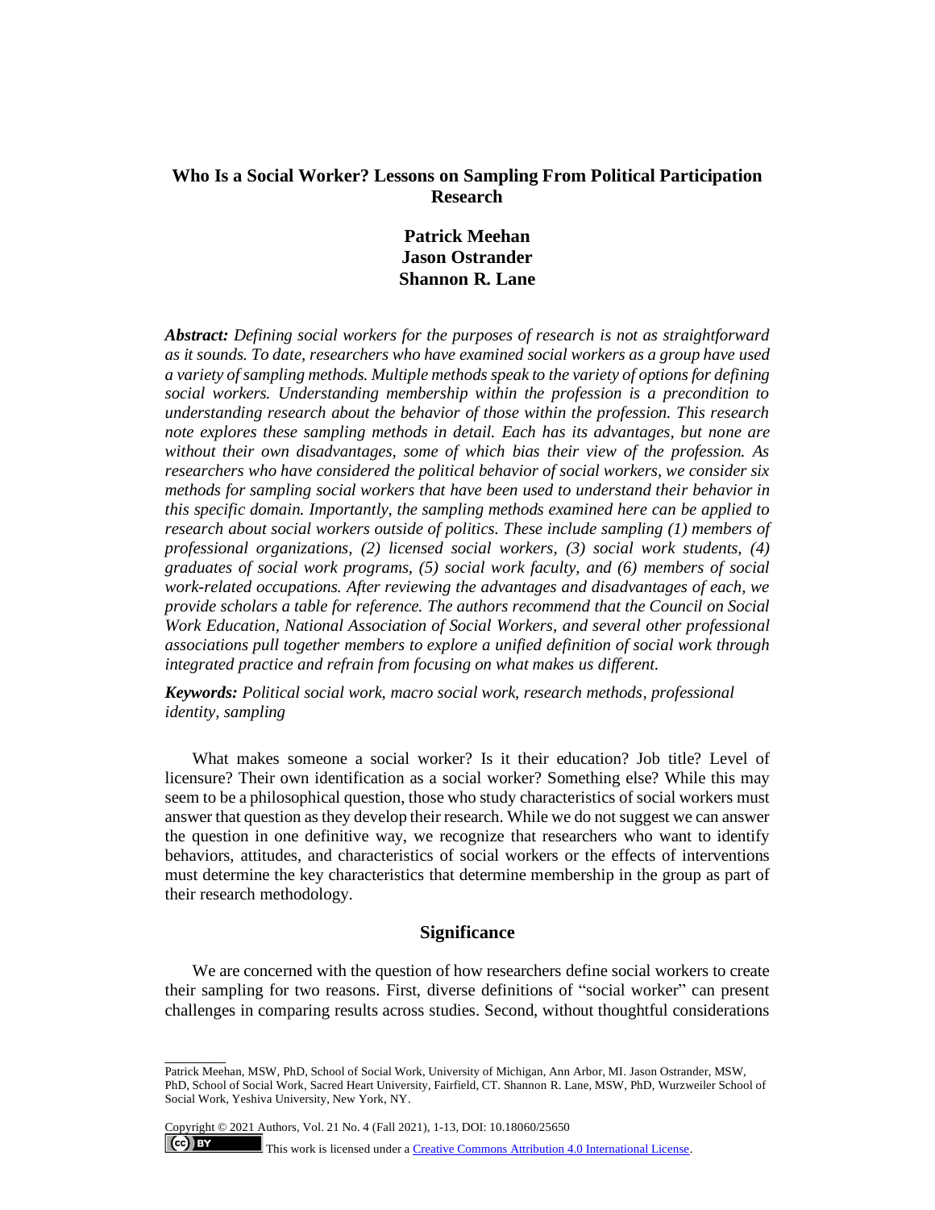# Who Is a Social Worker? Lessons on Sampling From Political Participation Research

**Patrick Meehan**
**Jason Ostrander**
**Shannon R. Lane**

***Abstract:*** *Defining social workers for the purposes of research is not as straightforward as it sounds. To date, researchers who have examined social workers as a group have used a variety of sampling methods. Multiple methods speak to the variety of options for defining social workers. Understanding membership within the profession is a precondition to understanding research about the behavior of those within the profession. This research note explores these sampling methods in detail. Each has its advantages, but none are without their own disadvantages, some of which bias their view of the profession. As researchers who have considered the political behavior of social workers, we consider six methods for sampling social workers that have been used to understand their behavior in this specific domain. Importantly, the sampling methods examined here can be applied to research about social workers outside of politics. These include sampling (1) members of professional organizations, (2) licensed social workers, (3) social work students, (4) graduates of social work programs, (5) social work faculty, and (6) members of social work-related occupations. After reviewing the advantages and disadvantages of each, we provide scholars a table for reference. The authors recommend that the Council on Social Work Education, National Association of Social Workers, and several other professional associations pull together members to explore a unified definition of social work through integrated practice and refrain from focusing on what makes us different.*

***Keywords:*** *Political social work, macro social work, research methods, professional identity, sampling*

What makes someone a social worker? Is it their education? Job title? Level of licensure? Their own identification as a social worker? Something else? While this may seem to be a philosophical question, those who study characteristics of social workers must answer that question as they develop their research. While we do not suggest we can answer the question in one definitive way, we recognize that researchers who want to identify behaviors, attitudes, and characteristics of social workers or the effects of interventions must determine the key characteristics that determine membership in the group as part of their research methodology.

## Significance

We are concerned with the question of how researchers define social workers to create their sampling for two reasons. First, diverse definitions of "social worker" can present challenges in comparing results across studies. Second, without thoughtful considerations

---

Patrick Meehan, MSW, PhD, School of Social Work, University of Michigan, Ann Arbor, MI. Jason Ostrander, MSW, PhD, School of Social Work, Sacred Heart University, Fairfield, CT. Shannon R. Lane, MSW, PhD, Wurzweiler School of Social Work, Yeshiva University, New York, NY.

Copyright © 2021 Authors, Vol. 21 No. 4 (Fall 2021), 1-13, DOI: 10.18060/25650

This work is licensed under a Creative Commons Attribution 4.0 International License.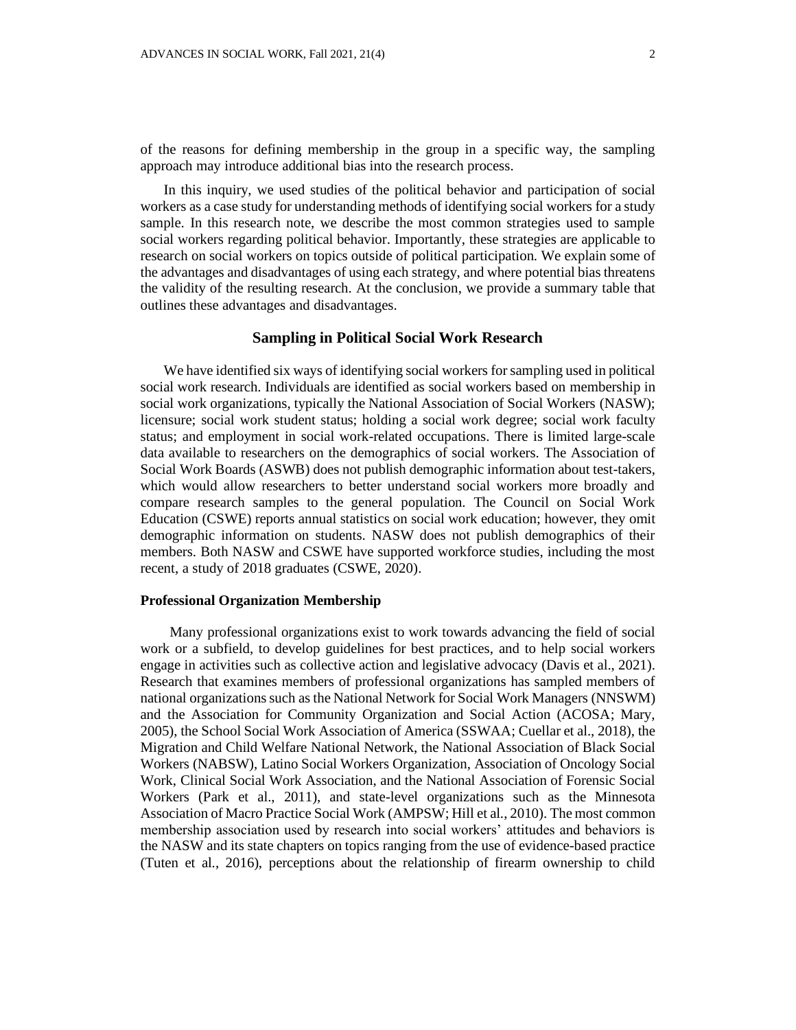of the reasons for defining membership in the group in a specific way, the sampling approach may introduce additional bias into the research process.

In this inquiry, we used studies of the political behavior and participation of social workers as a case study for understanding methods of identifying social workers for a study sample. In this research note, we describe the most common strategies used to sample social workers regarding political behavior. Importantly, these strategies are applicable to research on social workers on topics outside of political participation. We explain some of the advantages and disadvantages of using each strategy, and where potential bias threatens the validity of the resulting research. At the conclusion, we provide a summary table that outlines these advantages and disadvantages.

## Sampling in Political Social Work Research

We have identified six ways of identifying social workers for sampling used in political social work research. Individuals are identified as social workers based on membership in social work organizations, typically the National Association of Social Workers (NASW); licensure; social work student status; holding a social work degree; social work faculty status; and employment in social work-related occupations. There is limited large-scale data available to researchers on the demographics of social workers. The Association of Social Work Boards (ASWB) does not publish demographic information about test-takers, which would allow researchers to better understand social workers more broadly and compare research samples to the general population. The Council on Social Work Education (CSWE) reports annual statistics on social work education; however, they omit demographic information on students. NASW does not publish demographics of their members. Both NASW and CSWE have supported workforce studies, including the most recent, a study of 2018 graduates (CSWE, 2020).

### Professional Organization Membership

Many professional organizations exist to work towards advancing the field of social work or a subfield, to develop guidelines for best practices, and to help social workers engage in activities such as collective action and legislative advocacy (Davis et al., 2021). Research that examines members of professional organizations has sampled members of national organizations such as the National Network for Social Work Managers (NNSWM) and the Association for Community Organization and Social Action (ACOSA; Mary, 2005), the School Social Work Association of America (SSWAA; Cuellar et al., 2018), the Migration and Child Welfare National Network, the National Association of Black Social Workers (NABSW), Latino Social Workers Organization, Association of Oncology Social Work, Clinical Social Work Association, and the National Association of Forensic Social Workers (Park et al., 2011), and state-level organizations such as the Minnesota Association of Macro Practice Social Work (AMPSW; Hill et al., 2010). The most common membership association used by research into social workers' attitudes and behaviors is the NASW and its state chapters on topics ranging from the use of evidence-based practice (Tuten et al., 2016), perceptions about the relationship of firearm ownership to child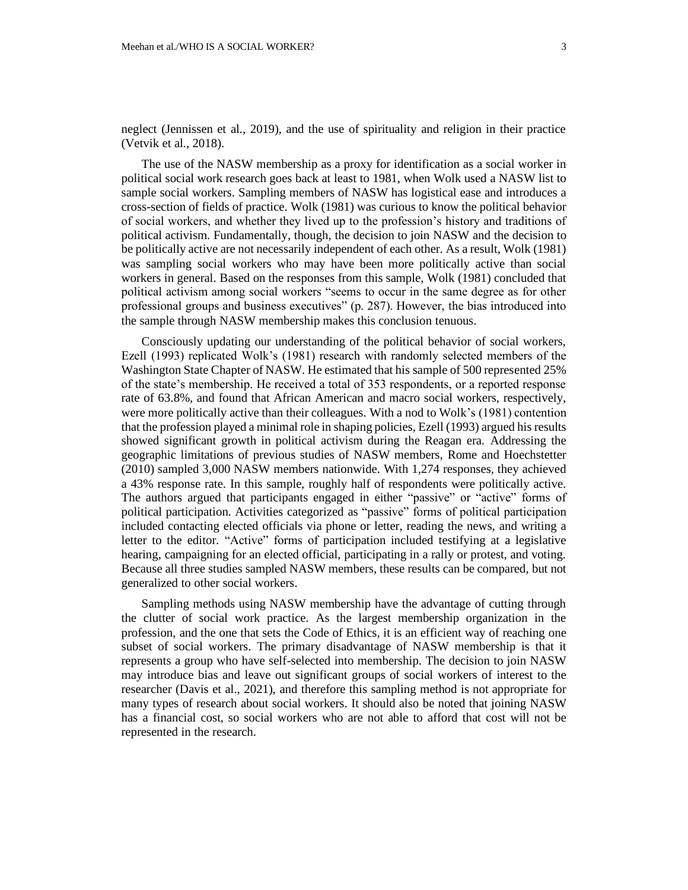neglect (Jennissen et al., 2019), and the use of spirituality and religion in their practice (Vetvik et al., 2018).

The use of the NASW membership as a proxy for identification as a social worker in political social work research goes back at least to 1981, when Wolk used a NASW list to sample social workers. Sampling members of NASW has logistical ease and introduces a cross-section of fields of practice. Wolk (1981) was curious to know the political behavior of social workers, and whether they lived up to the profession's history and traditions of political activism. Fundamentally, though, the decision to join NASW and the decision to be politically active are not necessarily independent of each other. As a result, Wolk (1981) was sampling social workers who may have been more politically active than social workers in general. Based on the responses from this sample, Wolk (1981) concluded that political activism among social workers "seems to occur in the same degree as for other professional groups and business executives" (p. 287). However, the bias introduced into the sample through NASW membership makes this conclusion tenuous.

Consciously updating our understanding of the political behavior of social workers, Ezell (1993) replicated Wolk's (1981) research with randomly selected members of the Washington State Chapter of NASW. He estimated that his sample of 500 represented 25% of the state's membership. He received a total of 353 respondents, or a reported response rate of 63.8%, and found that African American and macro social workers, respectively, were more politically active than their colleagues. With a nod to Wolk's (1981) contention that the profession played a minimal role in shaping policies, Ezell (1993) argued his results showed significant growth in political activism during the Reagan era. Addressing the geographic limitations of previous studies of NASW members, Rome and Hoechstetter (2010) sampled 3,000 NASW members nationwide. With 1,274 responses, they achieved a 43% response rate. In this sample, roughly half of respondents were politically active. The authors argued that participants engaged in either "passive" or "active" forms of political participation. Activities categorized as "passive" forms of political participation included contacting elected officials via phone or letter, reading the news, and writing a letter to the editor. "Active" forms of participation included testifying at a legislative hearing, campaigning for an elected official, participating in a rally or protest, and voting. Because all three studies sampled NASW members, these results can be compared, but not generalized to other social workers.

Sampling methods using NASW membership have the advantage of cutting through the clutter of social work practice. As the largest membership organization in the profession, and the one that sets the Code of Ethics, it is an efficient way of reaching one subset of social workers. The primary disadvantage of NASW membership is that it represents a group who have self-selected into membership. The decision to join NASW may introduce bias and leave out significant groups of social workers of interest to the researcher (Davis et al., 2021), and therefore this sampling method is not appropriate for many types of research about social workers. It should also be noted that joining NASW has a financial cost, so social workers who are not able to afford that cost will not be represented in the research.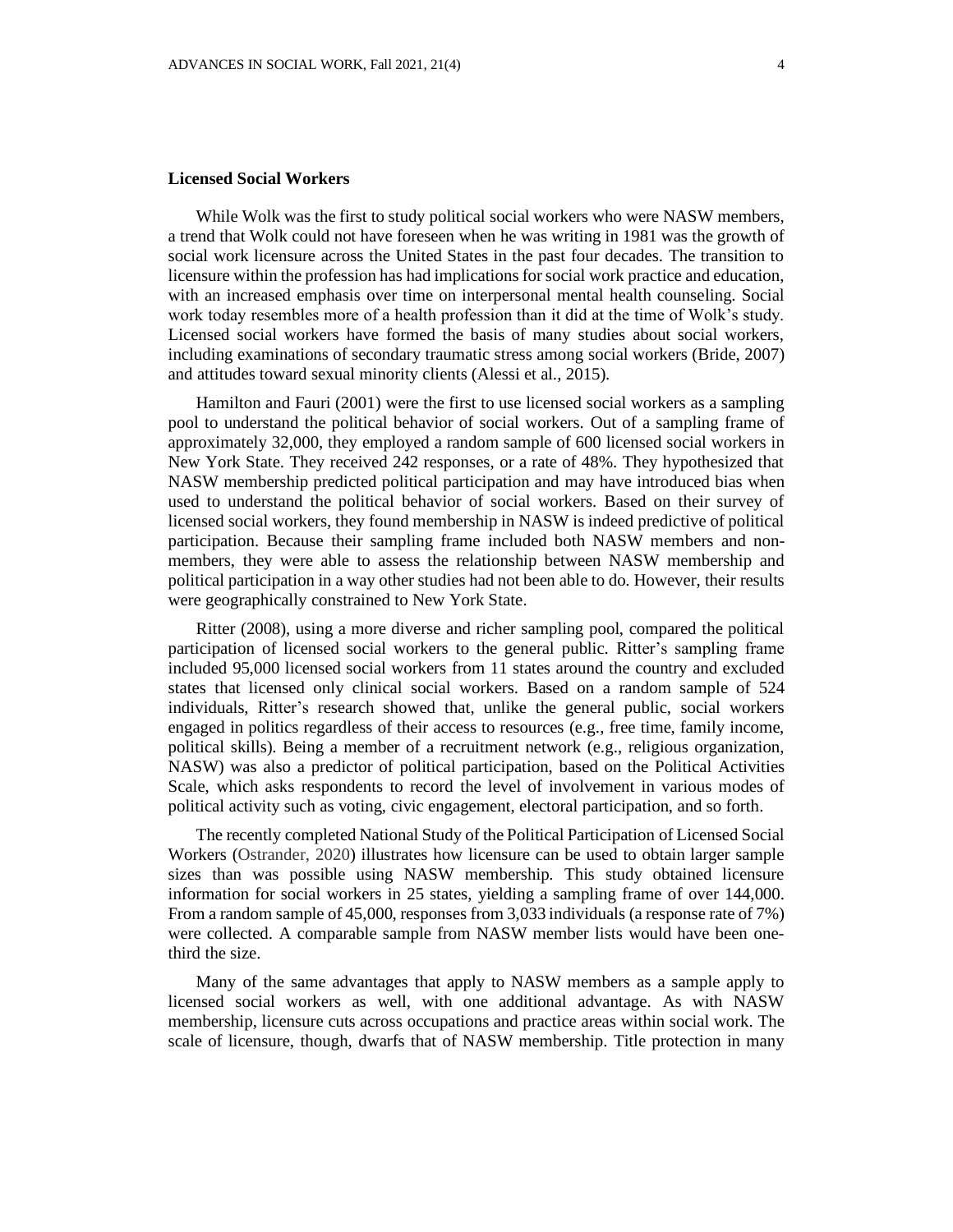### Licensed Social Workers

While Wolk was the first to study political social workers who were NASW members, a trend that Wolk could not have foreseen when he was writing in 1981 was the growth of social work licensure across the United States in the past four decades. The transition to licensure within the profession has had implications for social work practice and education, with an increased emphasis over time on interpersonal mental health counseling. Social work today resembles more of a health profession than it did at the time of Wolk's study. Licensed social workers have formed the basis of many studies about social workers, including examinations of secondary traumatic stress among social workers (Bride, 2007) and attitudes toward sexual minority clients (Alessi et al., 2015).

Hamilton and Fauri (2001) were the first to use licensed social workers as a sampling pool to understand the political behavior of social workers. Out of a sampling frame of approximately 32,000, they employed a random sample of 600 licensed social workers in New York State. They received 242 responses, or a rate of 48%. They hypothesized that NASW membership predicted political participation and may have introduced bias when used to understand the political behavior of social workers. Based on their survey of licensed social workers, they found membership in NASW is indeed predictive of political participation. Because their sampling frame included both NASW members and non-members, they were able to assess the relationship between NASW membership and political participation in a way other studies had not been able to do. However, their results were geographically constrained to New York State.

Ritter (2008), using a more diverse and richer sampling pool, compared the political participation of licensed social workers to the general public. Ritter's sampling frame included 95,000 licensed social workers from 11 states around the country and excluded states that licensed only clinical social workers. Based on a random sample of 524 individuals, Ritter's research showed that, unlike the general public, social workers engaged in politics regardless of their access to resources (e.g., free time, family income, political skills). Being a member of a recruitment network (e.g., religious organization, NASW) was also a predictor of political participation, based on the Political Activities Scale, which asks respondents to record the level of involvement in various modes of political activity such as voting, civic engagement, electoral participation, and so forth.

The recently completed National Study of the Political Participation of Licensed Social Workers (Ostrander, 2020) illustrates how licensure can be used to obtain larger sample sizes than was possible using NASW membership. This study obtained licensure information for social workers in 25 states, yielding a sampling frame of over 144,000. From a random sample of 45,000, responses from 3,033 individuals (a response rate of 7%) were collected. A comparable sample from NASW member lists would have been one-third the size.

Many of the same advantages that apply to NASW members as a sample apply to licensed social workers as well, with one additional advantage. As with NASW membership, licensure cuts across occupations and practice areas within social work. The scale of licensure, though, dwarfs that of NASW membership. Title protection in many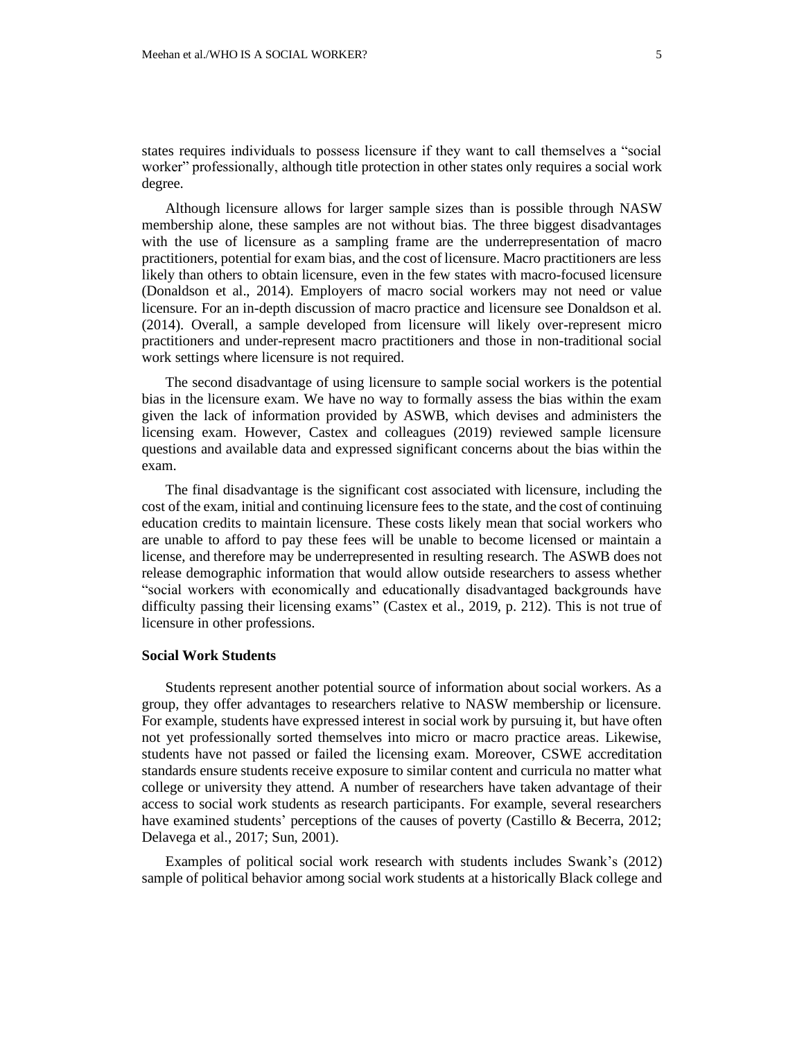states requires individuals to possess licensure if they want to call themselves a "social worker" professionally, although title protection in other states only requires a social work degree.

Although licensure allows for larger sample sizes than is possible through NASW membership alone, these samples are not without bias. The three biggest disadvantages with the use of licensure as a sampling frame are the underrepresentation of macro practitioners, potential for exam bias, and the cost of licensure. Macro practitioners are less likely than others to obtain licensure, even in the few states with macro-focused licensure (Donaldson et al., 2014). Employers of macro social workers may not need or value licensure. For an in-depth discussion of macro practice and licensure see Donaldson et al. (2014). Overall, a sample developed from licensure will likely over-represent micro practitioners and under-represent macro practitioners and those in non-traditional social work settings where licensure is not required.

The second disadvantage of using licensure to sample social workers is the potential bias in the licensure exam. We have no way to formally assess the bias within the exam given the lack of information provided by ASWB, which devises and administers the licensing exam. However, Castex and colleagues (2019) reviewed sample licensure questions and available data and expressed significant concerns about the bias within the exam.

The final disadvantage is the significant cost associated with licensure, including the cost of the exam, initial and continuing licensure fees to the state, and the cost of continuing education credits to maintain licensure. These costs likely mean that social workers who are unable to afford to pay these fees will be unable to become licensed or maintain a license, and therefore may be underrepresented in resulting research. The ASWB does not release demographic information that would allow outside researchers to assess whether "social workers with economically and educationally disadvantaged backgrounds have difficulty passing their licensing exams" (Castex et al., 2019, p. 212). This is not true of licensure in other professions.

### Social Work Students

Students represent another potential source of information about social workers. As a group, they offer advantages to researchers relative to NASW membership or licensure. For example, students have expressed interest in social work by pursuing it, but have often not yet professionally sorted themselves into micro or macro practice areas. Likewise, students have not passed or failed the licensing exam. Moreover, CSWE accreditation standards ensure students receive exposure to similar content and curricula no matter what college or university they attend. A number of researchers have taken advantage of their access to social work students as research participants. For example, several researchers have examined students' perceptions of the causes of poverty (Castillo & Becerra, 2012; Delavega et al., 2017; Sun, 2001).

Examples of political social work research with students includes Swank's (2012) sample of political behavior among social work students at a historically Black college and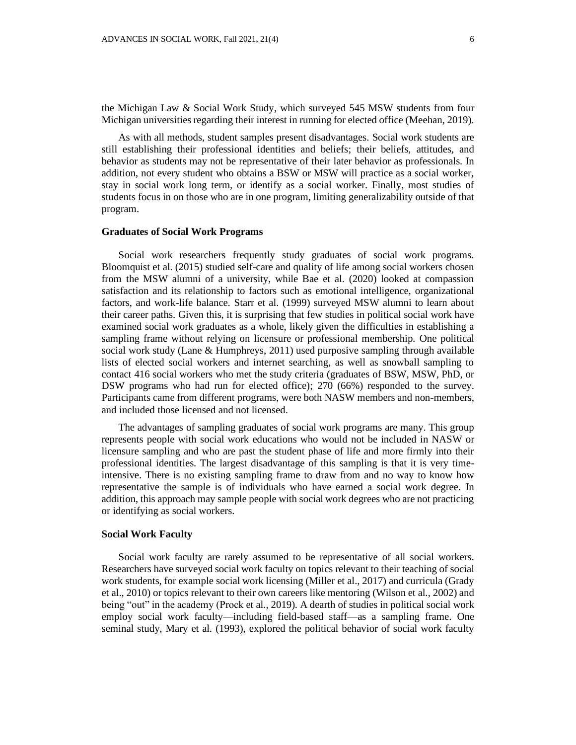the Michigan Law & Social Work Study, which surveyed 545 MSW students from four Michigan universities regarding their interest in running for elected office (Meehan, 2019).

As with all methods, student samples present disadvantages. Social work students are still establishing their professional identities and beliefs; their beliefs, attitudes, and behavior as students may not be representative of their later behavior as professionals. In addition, not every student who obtains a BSW or MSW will practice as a social worker, stay in social work long term, or identify as a social worker. Finally, most studies of students focus in on those who are in one program, limiting generalizability outside of that program.

### Graduates of Social Work Programs

Social work researchers frequently study graduates of social work programs. Bloomquist et al. (2015) studied self-care and quality of life among social workers chosen from the MSW alumni of a university, while Bae et al. (2020) looked at compassion satisfaction and its relationship to factors such as emotional intelligence, organizational factors, and work-life balance. Starr et al. (1999) surveyed MSW alumni to learn about their career paths. Given this, it is surprising that few studies in political social work have examined social work graduates as a whole, likely given the difficulties in establishing a sampling frame without relying on licensure or professional membership. One political social work study (Lane & Humphreys, 2011) used purposive sampling through available lists of elected social workers and internet searching, as well as snowball sampling to contact 416 social workers who met the study criteria (graduates of BSW, MSW, PhD, or DSW programs who had run for elected office); 270 (66%) responded to the survey. Participants came from different programs, were both NASW members and non-members, and included those licensed and not licensed.

The advantages of sampling graduates of social work programs are many. This group represents people with social work educations who would not be included in NASW or licensure sampling and who are past the student phase of life and more firmly into their professional identities. The largest disadvantage of this sampling is that it is very time-intensive. There is no existing sampling frame to draw from and no way to know how representative the sample is of individuals who have earned a social work degree. In addition, this approach may sample people with social work degrees who are not practicing or identifying as social workers.

### Social Work Faculty

Social work faculty are rarely assumed to be representative of all social workers. Researchers have surveyed social work faculty on topics relevant to their teaching of social work students, for example social work licensing (Miller et al., 2017) and curricula (Grady et al., 2010) or topics relevant to their own careers like mentoring (Wilson et al., 2002) and being "out" in the academy (Prock et al., 2019). A dearth of studies in political social work employ social work faculty—including field-based staff—as a sampling frame. One seminal study, Mary et al. (1993), explored the political behavior of social work faculty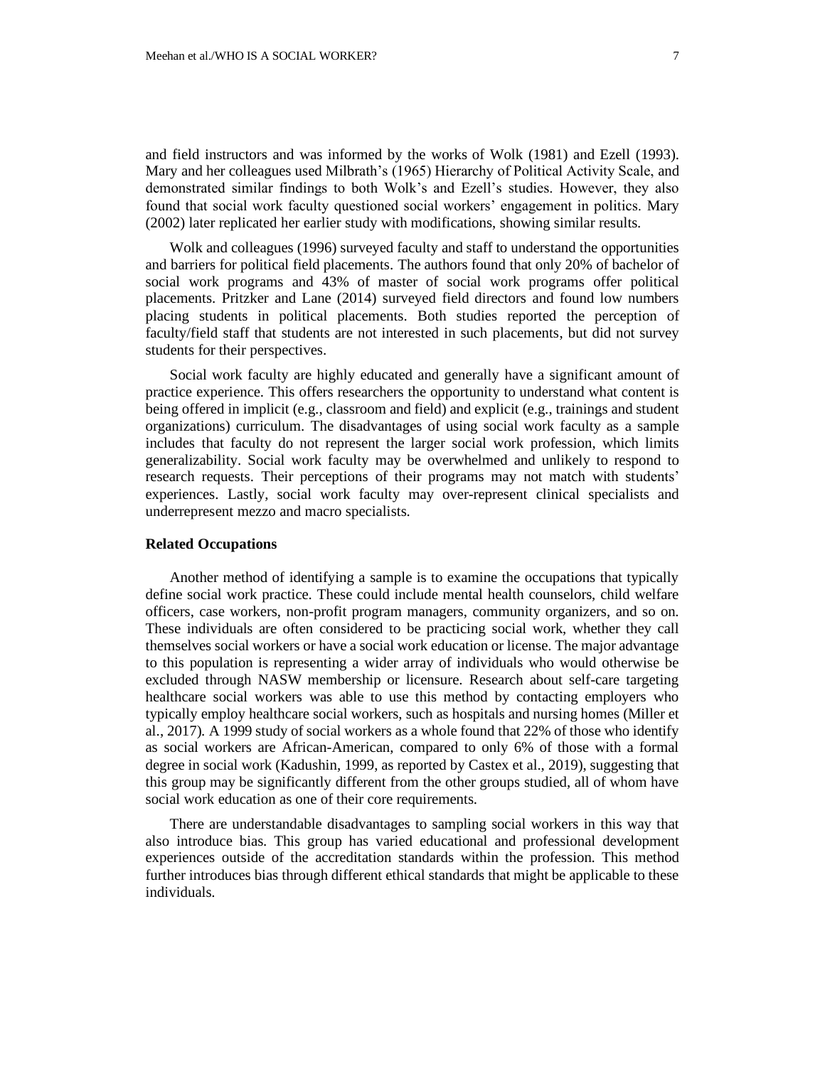and field instructors and was informed by the works of Wolk (1981) and Ezell (1993). Mary and her colleagues used Milbrath's (1965) Hierarchy of Political Activity Scale, and demonstrated similar findings to both Wolk's and Ezell's studies. However, they also found that social work faculty questioned social workers' engagement in politics. Mary (2002) later replicated her earlier study with modifications, showing similar results.

Wolk and colleagues (1996) surveyed faculty and staff to understand the opportunities and barriers for political field placements. The authors found that only 20% of bachelor of social work programs and 43% of master of social work programs offer political placements. Pritzker and Lane (2014) surveyed field directors and found low numbers placing students in political placements. Both studies reported the perception of faculty/field staff that students are not interested in such placements, but did not survey students for their perspectives.

Social work faculty are highly educated and generally have a significant amount of practice experience. This offers researchers the opportunity to understand what content is being offered in implicit (e.g., classroom and field) and explicit (e.g., trainings and student organizations) curriculum. The disadvantages of using social work faculty as a sample includes that faculty do not represent the larger social work profession, which limits generalizability. Social work faculty may be overwhelmed and unlikely to respond to research requests. Their perceptions of their programs may not match with students' experiences. Lastly, social work faculty may over-represent clinical specialists and underrepresent mezzo and macro specialists.

### Related Occupations

Another method of identifying a sample is to examine the occupations that typically define social work practice. These could include mental health counselors, child welfare officers, case workers, non-profit program managers, community organizers, and so on. These individuals are often considered to be practicing social work, whether they call themselves social workers or have a social work education or license. The major advantage to this population is representing a wider array of individuals who would otherwise be excluded through NASW membership or licensure. Research about self-care targeting healthcare social workers was able to use this method by contacting employers who typically employ healthcare social workers, such as hospitals and nursing homes (Miller et al., 2017). A 1999 study of social workers as a whole found that 22% of those who identify as social workers are African-American, compared to only 6% of those with a formal degree in social work (Kadushin, 1999, as reported by Castex et al., 2019), suggesting that this group may be significantly different from the other groups studied, all of whom have social work education as one of their core requirements.

There are understandable disadvantages to sampling social workers in this way that also introduce bias. This group has varied educational and professional development experiences outside of the accreditation standards within the profession. This method further introduces bias through different ethical standards that might be applicable to these individuals.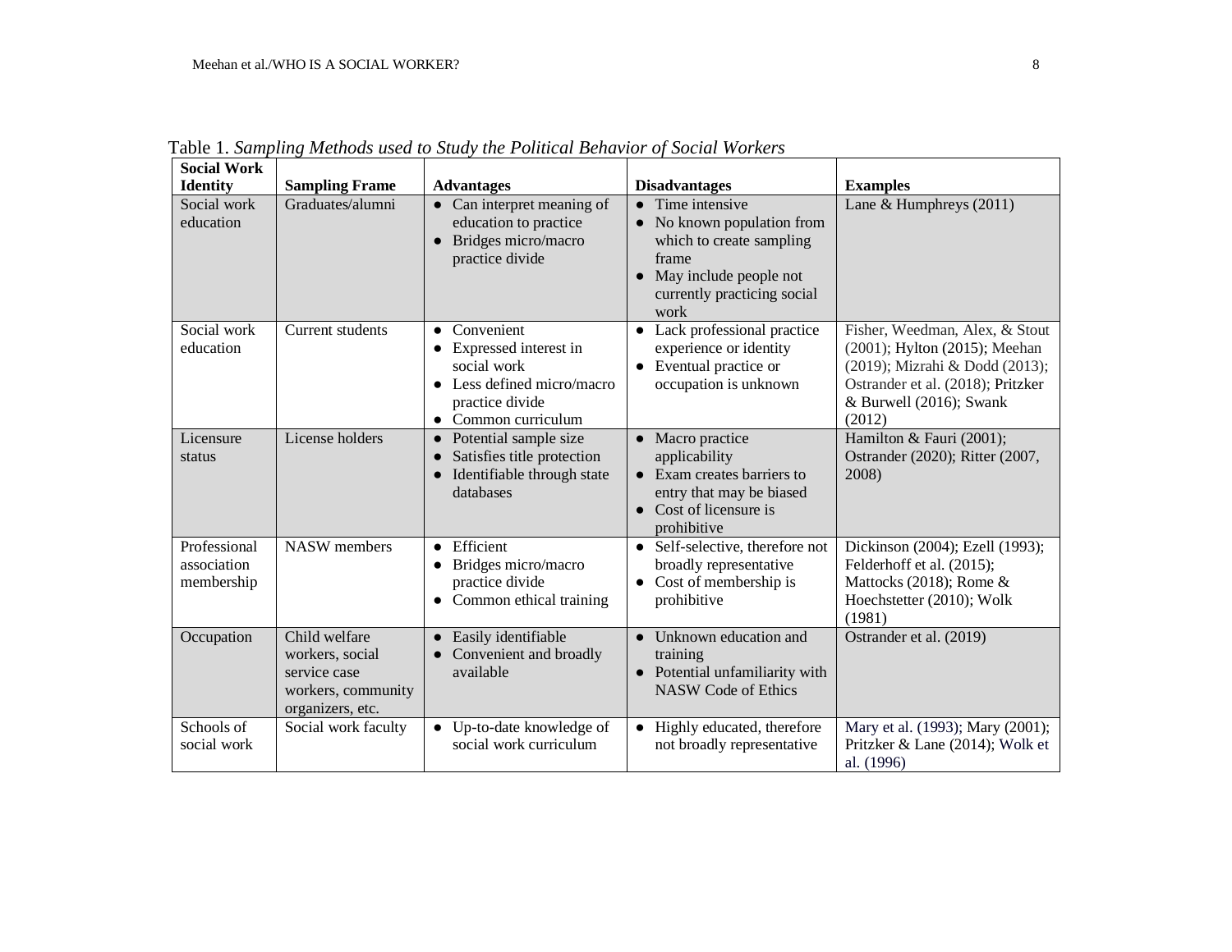Table 1. *Sampling Methods used to Study the Political Behavior of Social Workers*

| Social Work Identity | Sampling Frame | Advantages | Disadvantages | Examples |
|---|---|---|---|---|
| Social work education | Graduates/alumni | • Can interpret meaning of education to practice<br>• Bridges micro/macro practice divide | • Time intensive<br>• No known population from which to create sampling frame<br>• May include people not currently practicing social work | Lane & Humphreys (2011) |
| Social work education | Current students | • Convenient<br>• Expressed interest in social work<br>• Less defined micro/macro practice divide<br>• Common curriculum | • Lack professional practice experience or identity<br>• Eventual practice or occupation is unknown | Fisher, Weedman, Alex, & Stout (2001); Hylton (2015); Meehan (2019); Mizrahi & Dodd (2013); Ostrander et al. (2018); Pritzker & Burwell (2016); Swank (2012) |
| Licensure status | License holders | • Potential sample size<br>• Satisfies title protection<br>• Identifiable through state databases | • Macro practice applicability<br>• Exam creates barriers to entry that may be biased<br>• Cost of licensure is prohibitive | Hamilton & Fauri (2001); Ostrander (2020); Ritter (2007, 2008) |
| Professional association membership | NASW members | • Efficient<br>• Bridges micro/macro practice divide<br>• Common ethical training | • Self-selective, therefore not broadly representative<br>• Cost of membership is prohibitive | Dickinson (2004); Ezell (1993); Felderhoff et al. (2015); Mattocks (2018); Rome & Hoechstetter (2010); Wolk (1981) |
| Occupation | Child welfare workers, social service case workers, community organizers, etc. | • Easily identifiable<br>• Convenient and broadly available | • Unknown education and training<br>• Potential unfamiliarity with NASW Code of Ethics | Ostrander et al. (2019) |
| Schools of social work | Social work faculty | • Up-to-date knowledge of social work curriculum | • Highly educated, therefore not broadly representative | Mary et al. (1993); Mary (2001); Pritzker & Lane (2014); Wolk et al. (1996) |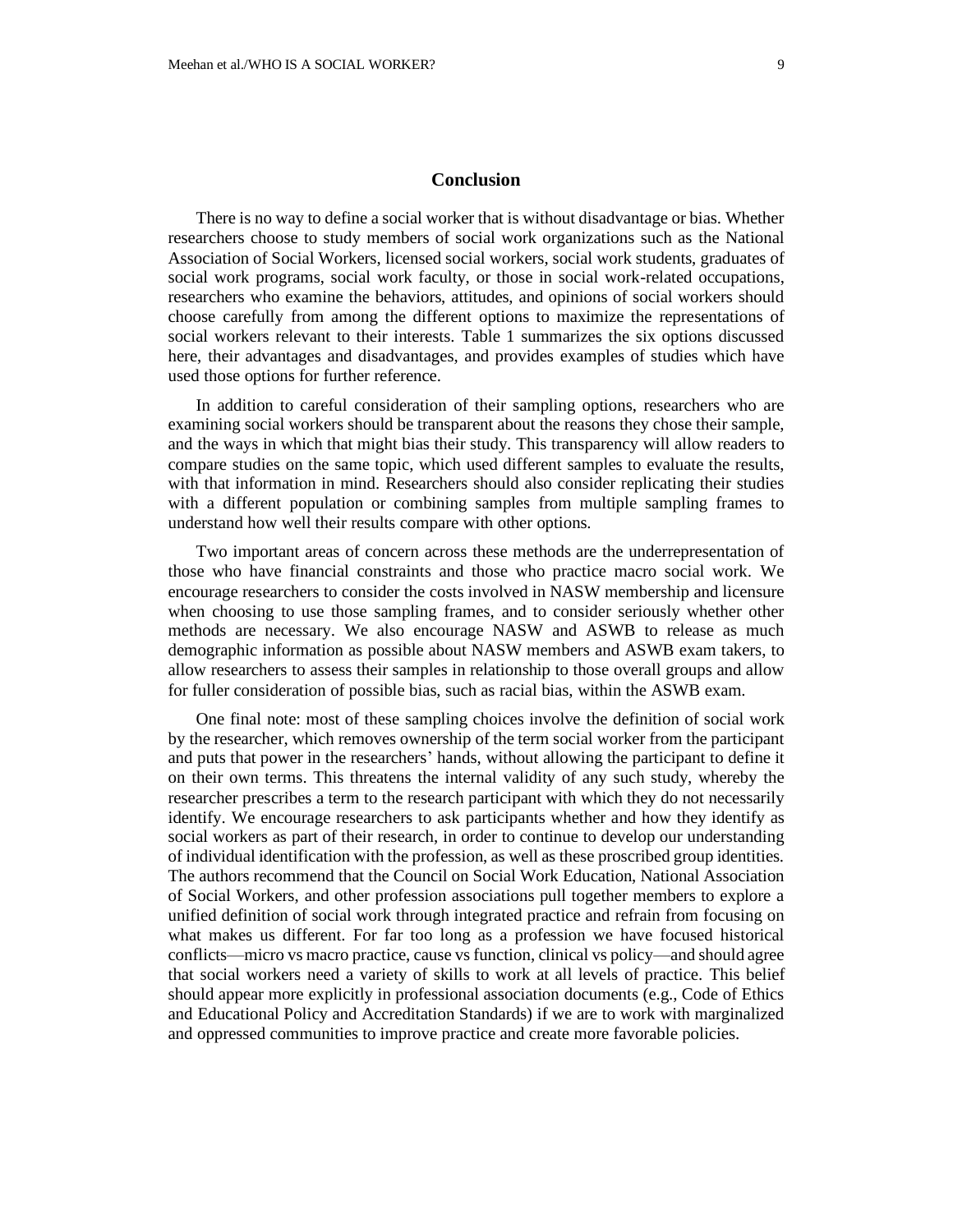## Conclusion

There is no way to define a social worker that is without disadvantage or bias. Whether researchers choose to study members of social work organizations such as the National Association of Social Workers, licensed social workers, social work students, graduates of social work programs, social work faculty, or those in social work-related occupations, researchers who examine the behaviors, attitudes, and opinions of social workers should choose carefully from among the different options to maximize the representations of social workers relevant to their interests. Table 1 summarizes the six options discussed here, their advantages and disadvantages, and provides examples of studies which have used those options for further reference.

In addition to careful consideration of their sampling options, researchers who are examining social workers should be transparent about the reasons they chose their sample, and the ways in which that might bias their study. This transparency will allow readers to compare studies on the same topic, which used different samples to evaluate the results, with that information in mind. Researchers should also consider replicating their studies with a different population or combining samples from multiple sampling frames to understand how well their results compare with other options.

Two important areas of concern across these methods are the underrepresentation of those who have financial constraints and those who practice macro social work. We encourage researchers to consider the costs involved in NASW membership and licensure when choosing to use those sampling frames, and to consider seriously whether other methods are necessary. We also encourage NASW and ASWB to release as much demographic information as possible about NASW members and ASWB exam takers, to allow researchers to assess their samples in relationship to those overall groups and allow for fuller consideration of possible bias, such as racial bias, within the ASWB exam.

One final note: most of these sampling choices involve the definition of social work by the researcher, which removes ownership of the term social worker from the participant and puts that power in the researchers' hands, without allowing the participant to define it on their own terms. This threatens the internal validity of any such study, whereby the researcher prescribes a term to the research participant with which they do not necessarily identify. We encourage researchers to ask participants whether and how they identify as social workers as part of their research, in order to continue to develop our understanding of individual identification with the profession, as well as these proscribed group identities. The authors recommend that the Council on Social Work Education, National Association of Social Workers, and other profession associations pull together members to explore a unified definition of social work through integrated practice and refrain from focusing on what makes us different. For far too long as a profession we have focused historical conflicts—micro vs macro practice, cause vs function, clinical vs policy—and should agree that social workers need a variety of skills to work at all levels of practice. This belief should appear more explicitly in professional association documents (e.g., Code of Ethics and Educational Policy and Accreditation Standards) if we are to work with marginalized and oppressed communities to improve practice and create more favorable policies.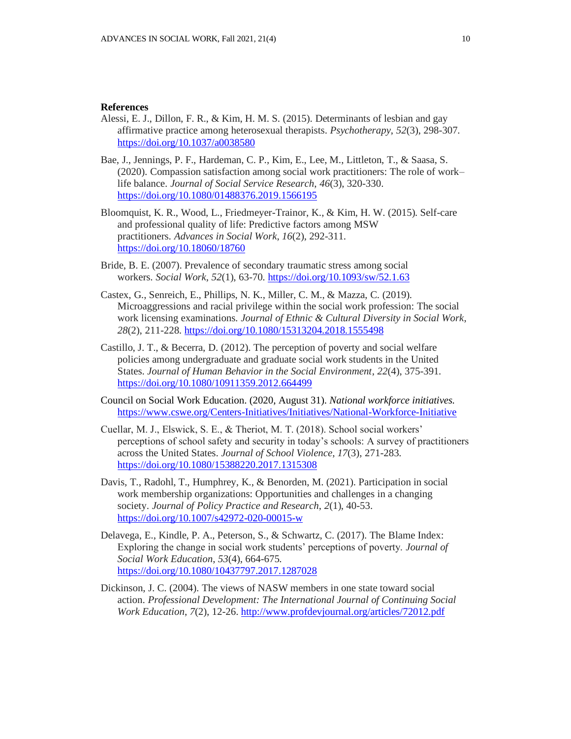**References**

Alessi, E. J., Dillon, F. R., & Kim, H. M. S. (2015). Determinants of lesbian and gay affirmative practice among heterosexual therapists. *Psychotherapy*, *52*(3), 298-307. https://doi.org/10.1037/a0038580

Bae, J., Jennings, P. F., Hardeman, C. P., Kim, E., Lee, M., Littleton, T., & Saasa, S. (2020). Compassion satisfaction among social work practitioners: The role of work–life balance. *Journal of Social Service Research*, *46*(3), 320-330. https://doi.org/10.1080/01488376.2019.1566195

Bloomquist, K. R., Wood, L., Friedmeyer-Trainor, K., & Kim, H. W. (2015). Self-care and professional quality of life: Predictive factors among MSW practitioners. *Advances in Social Work*, *16*(2), 292-311. https://doi.org/10.18060/18760

Bride, B. E. (2007). Prevalence of secondary traumatic stress among social workers. *Social Work*, *52*(1), 63-70. https://doi.org/10.1093/sw/52.1.63

Castex, G., Senreich, E., Phillips, N. K., Miller, C. M., & Mazza, C. (2019). Microaggressions and racial privilege within the social work profession: The social work licensing examinations. *Journal of Ethnic & Cultural Diversity in Social Work*, *28*(2), 211-228. https://doi.org/10.1080/15313204.2018.1555498

Castillo, J. T., & Becerra, D. (2012). The perception of poverty and social welfare policies among undergraduate and graduate social work students in the United States. *Journal of Human Behavior in the Social Environment*, *22*(4), 375-391. https://doi.org/10.1080/10911359.2012.664499

Council on Social Work Education. (2020, August 31). *National workforce initiatives.* https://www.cswe.org/Centers-Initiatives/Initiatives/National-Workforce-Initiative

Cuellar, M. J., Elswick, S. E., & Theriot, M. T. (2018). School social workers' perceptions of school safety and security in today's schools: A survey of practitioners across the United States. *Journal of School Violence*, *17*(3), 271-283. https://doi.org/10.1080/15388220.2017.1315308

Davis, T., Radohl, T., Humphrey, K., & Benorden, M. (2021). Participation in social work membership organizations: Opportunities and challenges in a changing society. *Journal of Policy Practice and Research*, *2*(1), 40-53. https://doi.org/10.1007/s42972-020-00015-w

Delavega, E., Kindle, P. A., Peterson, S., & Schwartz, C. (2017). The Blame Index: Exploring the change in social work students' perceptions of poverty. *Journal of Social Work Education*, *53*(4), 664-675. https://doi.org/10.1080/10437797.2017.1287028

Dickinson, J. C. (2004). The views of NASW members in one state toward social action. *Professional Development: The International Journal of Continuing Social Work Education*, *7*(2), 12-26. http://www.profdevjournal.org/articles/72012.pdf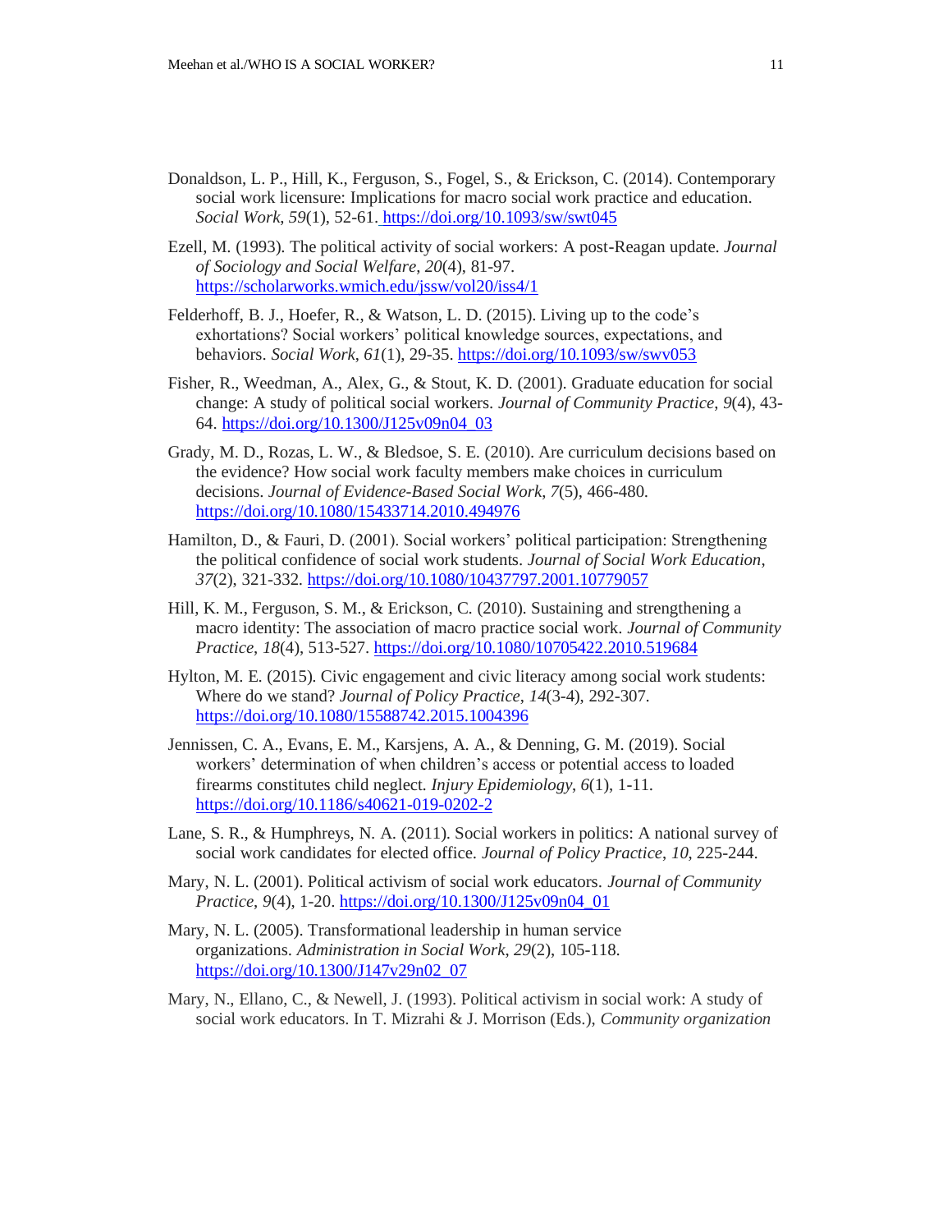Donaldson, L. P., Hill, K., Ferguson, S., Fogel, S., & Erickson, C. (2014). Contemporary social work licensure: Implications for macro social work practice and education. *Social Work*, *59*(1), 52-61. https://doi.org/10.1093/sw/swt045

Ezell, M. (1993). The political activity of social workers: A post-Reagan update. *Journal of Sociology and Social Welfare*, *20*(4), 81-97. https://scholarworks.wmich.edu/jssw/vol20/iss4/1

Felderhoff, B. J., Hoefer, R., & Watson, L. D. (2015). Living up to the code's exhortations? Social workers' political knowledge sources, expectations, and behaviors. *Social Work*, *61*(1), 29-35. https://doi.org/10.1093/sw/swv053

Fisher, R., Weedman, A., Alex, G., & Stout, K. D. (2001). Graduate education for social change: A study of political social workers. *Journal of Community Practice*, *9*(4), 43-64. https://doi.org/10.1300/J125v09n04_03

Grady, M. D., Rozas, L. W., & Bledsoe, S. E. (2010). Are curriculum decisions based on the evidence? How social work faculty members make choices in curriculum decisions. *Journal of Evidence-Based Social Work*, *7*(5), 466-480. https://doi.org/10.1080/15433714.2010.494976

Hamilton, D., & Fauri, D. (2001). Social workers' political participation: Strengthening the political confidence of social work students. *Journal of Social Work Education*, *37*(2), 321-332. https://doi.org/10.1080/10437797.2001.10779057

Hill, K. M., Ferguson, S. M., & Erickson, C. (2010). Sustaining and strengthening a macro identity: The association of macro practice social work. *Journal of Community Practice*, *18*(4), 513-527. https://doi.org/10.1080/10705422.2010.519684

Hylton, M. E. (2015). Civic engagement and civic literacy among social work students: Where do we stand? *Journal of Policy Practice*, *14*(3-4), 292-307. https://doi.org/10.1080/15588742.2015.1004396

Jennissen, C. A., Evans, E. M., Karsjens, A. A., & Denning, G. M. (2019). Social workers' determination of when children's access or potential access to loaded firearms constitutes child neglect. *Injury Epidemiology*, *6*(1), 1-11. https://doi.org/10.1186/s40621-019-0202-2

Lane, S. R., & Humphreys, N. A. (2011). Social workers in politics: A national survey of social work candidates for elected office. *Journal of Policy Practice*, *10*, 225-244.

Mary, N. L. (2001). Political activism of social work educators. *Journal of Community Practice*, *9*(4), 1-20. https://doi.org/10.1300/J125v09n04_01

Mary, N. L. (2005). Transformational leadership in human service organizations. *Administration in Social Work*, *29*(2), 105-118. https://doi.org/10.1300/J147v29n02_07

Mary, N., Ellano, C., & Newell, J. (1993). Political activism in social work: A study of social work educators. In T. Mizrahi & J. Morrison (Eds.), *Community organization*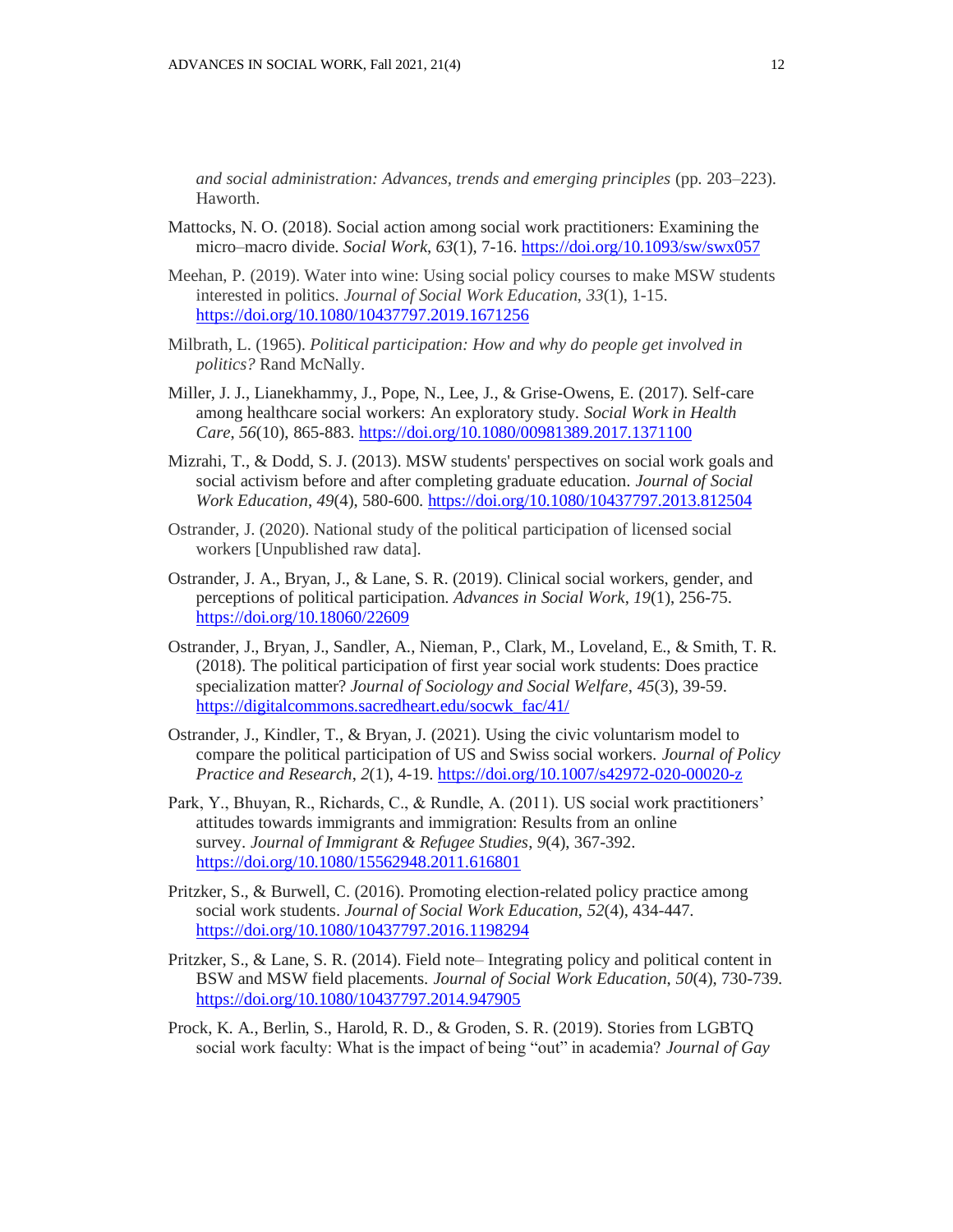*and social administration: Advances, trends and emerging principles* (pp. 203–223). Haworth.

Mattocks, N. O. (2018). Social action among social work practitioners: Examining the micro–macro divide. *Social Work*, *63*(1), 7-16. https://doi.org/10.1093/sw/swx057

Meehan, P. (2019). Water into wine: Using social policy courses to make MSW students interested in politics. *Journal of Social Work Education*, *33*(1), 1-15. https://doi.org/10.1080/10437797.2019.1671256

Milbrath, L. (1965). *Political participation: How and why do people get involved in politics?* Rand McNally.

Miller, J. J., Lianekhammy, J., Pope, N., Lee, J., & Grise-Owens, E. (2017). Self-care among healthcare social workers: An exploratory study. *Social Work in Health Care*, *56*(10), 865-883. https://doi.org/10.1080/00981389.2017.1371100

Mizrahi, T., & Dodd, S. J. (2013). MSW students' perspectives on social work goals and social activism before and after completing graduate education. *Journal of Social Work Education*, *49*(4), 580-600. https://doi.org/10.1080/10437797.2013.812504

Ostrander, J. (2020). National study of the political participation of licensed social workers [Unpublished raw data].

Ostrander, J. A., Bryan, J., & Lane, S. R. (2019). Clinical social workers, gender, and perceptions of political participation. *Advances in Social Work*, *19*(1), 256-75. https://doi.org/10.18060/22609

Ostrander, J., Bryan, J., Sandler, A., Nieman, P., Clark, M., Loveland, E., & Smith, T. R. (2018). The political participation of first year social work students: Does practice specialization matter? *Journal of Sociology and Social Welfare*, *45*(3), 39-59. https://digitalcommons.sacredheart.edu/socwk_fac/41/

Ostrander, J., Kindler, T., & Bryan, J. (2021). Using the civic voluntarism model to compare the political participation of US and Swiss social workers. *Journal of Policy Practice and Research*, *2*(1), 4-19. https://doi.org/10.1007/s42972-020-00020-z

Park, Y., Bhuyan, R., Richards, C., & Rundle, A. (2011). US social work practitioners' attitudes towards immigrants and immigration: Results from an online survey. *Journal of Immigrant & Refugee Studies*, *9*(4), 367-392. https://doi.org/10.1080/15562948.2011.616801

Pritzker, S., & Burwell, C. (2016). Promoting election-related policy practice among social work students. *Journal of Social Work Education*, *52*(4), 434-447. https://doi.org/10.1080/10437797.2016.1198294

Pritzker, S., & Lane, S. R. (2014). Field note– Integrating policy and political content in BSW and MSW field placements. *Journal of Social Work Education*, *50*(4), 730-739. https://doi.org/10.1080/10437797.2014.947905

Prock, K. A., Berlin, S., Harold, R. D., & Groden, S. R. (2019). Stories from LGBTQ social work faculty: What is the impact of being "out" in academia? *Journal of Gay*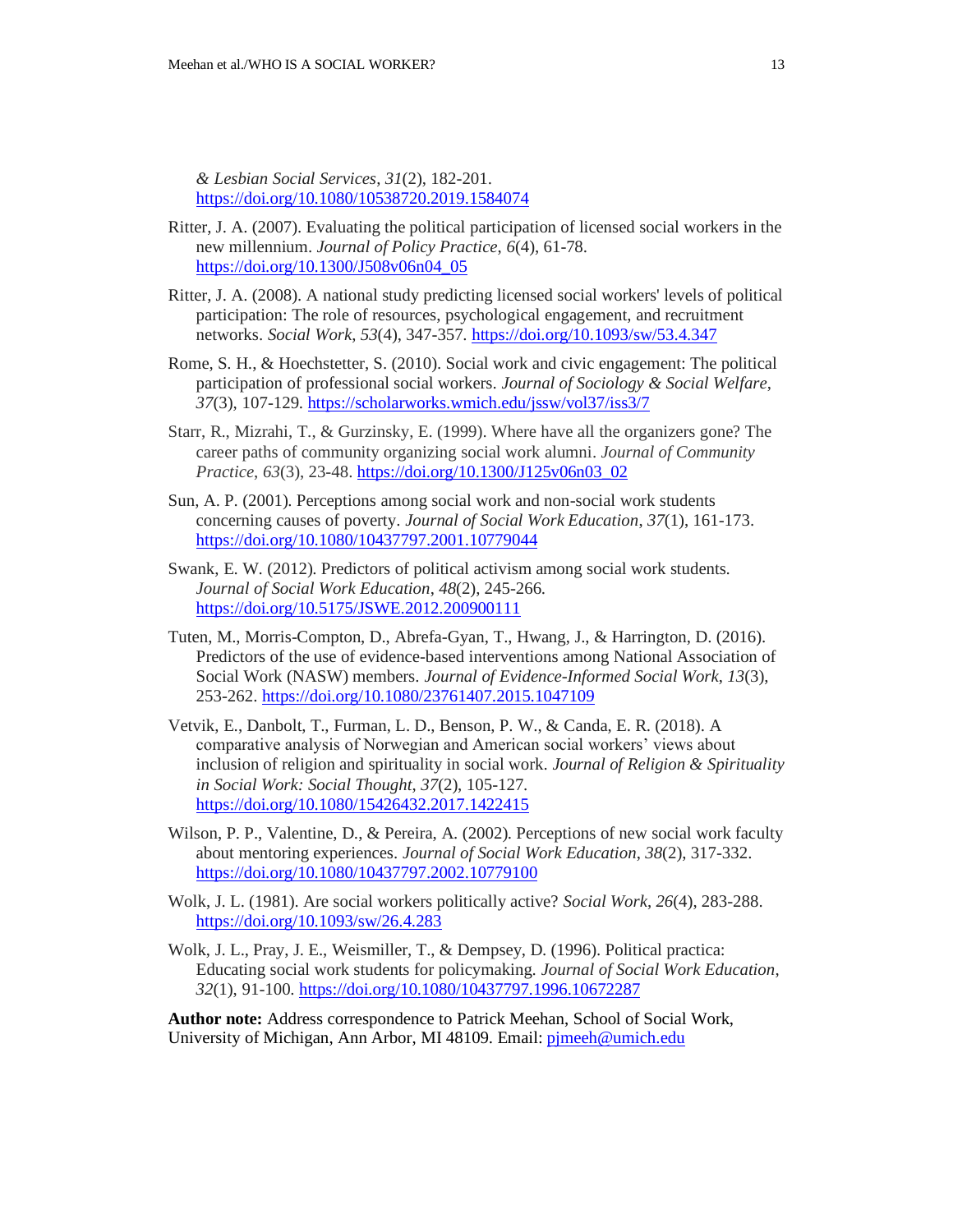*& Lesbian Social Services*, *31*(2), 182-201. https://doi.org/10.1080/10538720.2019.1584074

Ritter, J. A. (2007). Evaluating the political participation of licensed social workers in the new millennium. *Journal of Policy Practice*, *6*(4), 61-78. https://doi.org/10.1300/J508v06n04_05

Ritter, J. A. (2008). A national study predicting licensed social workers' levels of political participation: The role of resources, psychological engagement, and recruitment networks. *Social Work*, *53*(4), 347-357. https://doi.org/10.1093/sw/53.4.347

Rome, S. H., & Hoechstetter, S. (2010). Social work and civic engagement: The political participation of professional social workers. *Journal of Sociology & Social Welfare*, *37*(3), 107-129. https://scholarworks.wmich.edu/jssw/vol37/iss3/7

Starr, R., Mizrahi, T., & Gurzinsky, E. (1999). Where have all the organizers gone? The career paths of community organizing social work alumni. *Journal of Community Practice*, *63*(3), 23-48. https://doi.org/10.1300/J125v06n03_02

Sun, A. P. (2001). Perceptions among social work and non-social work students concerning causes of poverty. *Journal of Social Work Education*, *37*(1), 161-173. https://doi.org/10.1080/10437797.2001.10779044

Swank, E. W. (2012). Predictors of political activism among social work students. *Journal of Social Work Education*, *48*(2), 245-266. https://doi.org/10.5175/JSWE.2012.200900111

Tuten, M., Morris-Compton, D., Abrefa-Gyan, T., Hwang, J., & Harrington, D. (2016). Predictors of the use of evidence-based interventions among National Association of Social Work (NASW) members. *Journal of Evidence-Informed Social Work*, *13*(3), 253-262. https://doi.org/10.1080/23761407.2015.1047109

Vetvik, E., Danbolt, T., Furman, L. D., Benson, P. W., & Canda, E. R. (2018). A comparative analysis of Norwegian and American social workers' views about inclusion of religion and spirituality in social work. *Journal of Religion & Spirituality in Social Work: Social Thought*, *37*(2), 105-127. https://doi.org/10.1080/15426432.2017.1422415

Wilson, P. P., Valentine, D., & Pereira, A. (2002). Perceptions of new social work faculty about mentoring experiences. *Journal of Social Work Education*, *38*(2), 317-332. https://doi.org/10.1080/10437797.2002.10779100

Wolk, J. L. (1981). Are social workers politically active? *Social Work*, *26*(4), 283-288. https://doi.org/10.1093/sw/26.4.283

Wolk, J. L., Pray, J. E., Weismiller, T., & Dempsey, D. (1996). Political practica: Educating social work students for policymaking. *Journal of Social Work Education*, *32*(1), 91-100. https://doi.org/10.1080/10437797.1996.10672287

**Author note:** Address correspondence to Patrick Meehan, School of Social Work, University of Michigan, Ann Arbor, MI 48109. Email: pjmeeh@umich.edu